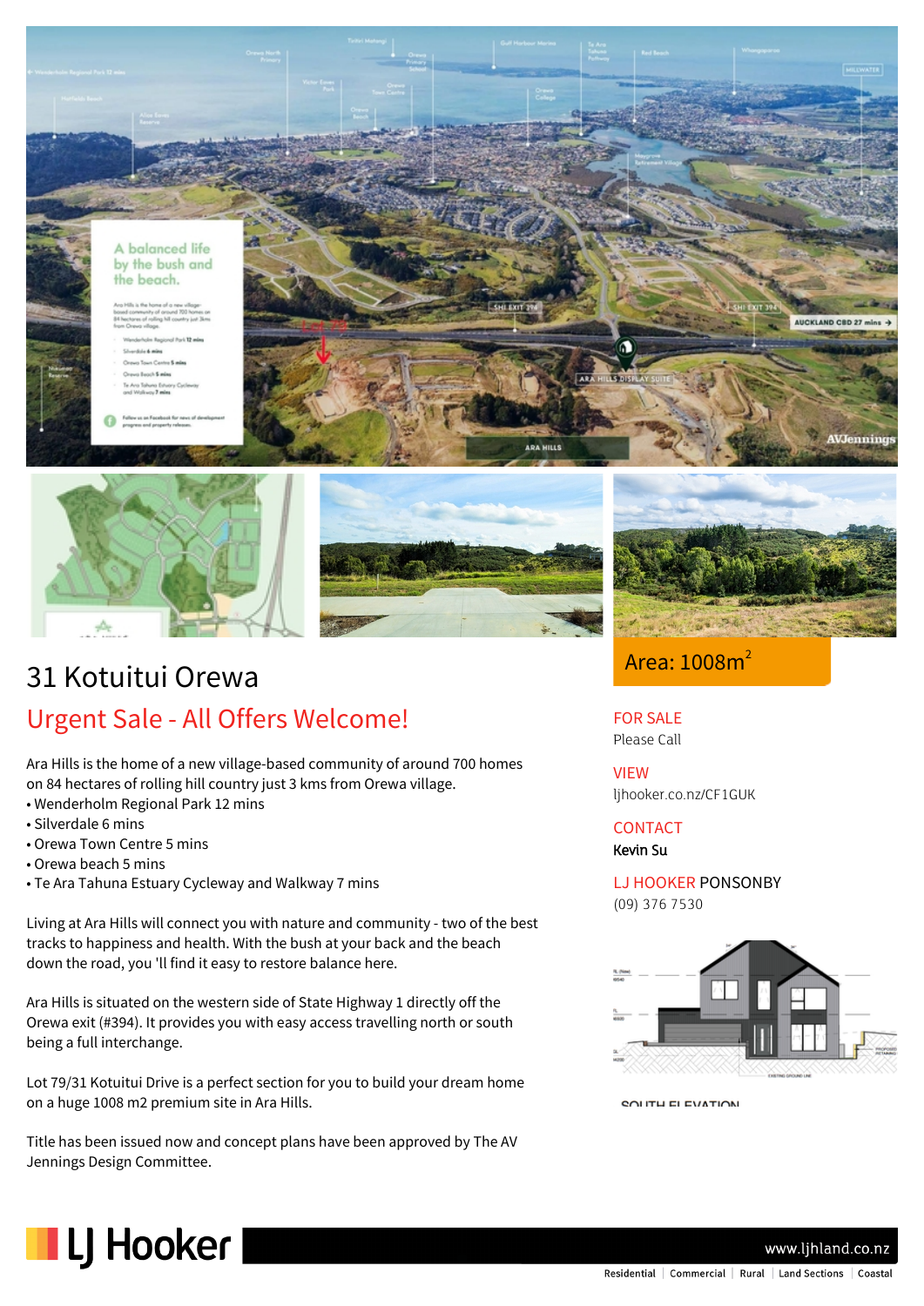# 31 Kotuitui Orewa

## Urgent Sale - All Offers Welcome!

Ara Hills is the home of a new village-based community of around 700 homes on 84 hectares of rolling hill country just 3 kms from Orewa village.

- Wenderholm Regional Park 12 mins
- Silverdale 6 mins
- Orewa Town Centre 5 mins
- Orewa beach 5 mins
- Te Ara Tahuna Estuary Cycleway and Walkway 7 mins

Living at Ara Hills will connect you with nature and community - two of the best tracks to happiness and health. With the bush at your back and the beach down the road, you 'll find it easy to restore balance here.

Ara Hills is situated on the western side of State Highway 1 directly off the Orewa exit (#394). It provides you with easy access travelling north or south being a full interchange.

Lot 79/31 Kotuitui Drive is a perfect section for you to build your dream home on a huge 1008 m2 premium site in Ara Hills.

Title has been issued now and concept plans have been approved by The AV Jennings Design Committee.

Area: 1008m$^2$

**FOR SALE**
Please Call

**VIEW**
ljhooker.co.nz/CF1GUK

**CONTACT**
Kevin Su

**LJ HOOKER PONSONBY**
(09) 376 7530

SOUTH ELEVATION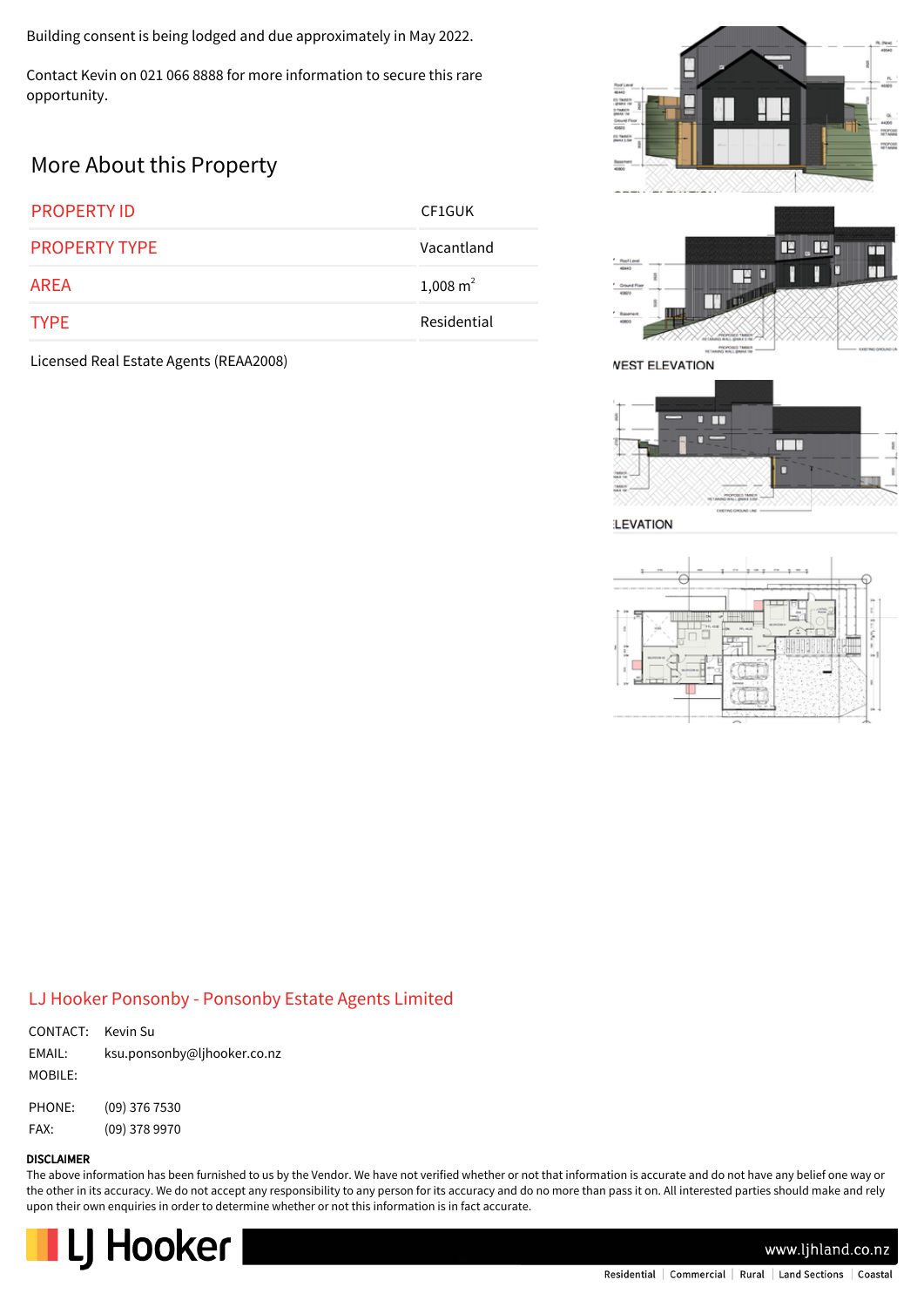Building consent is being lodged and due approximately in May 2022.

Contact Kevin on 021 066 8888 for more information to secure this rare opportunity.

## More About this Property

| | |
|---|---|
| PROPERTY ID | CF1GUK |
| PROPERTY TYPE | Vacantland |
| AREA | 1,008 m$^2$ |
| TYPE | Residential |

Licensed Real Estate Agents (REAA2008)

WEST ELEVATION

LEVATION

## LJ Hooker Ponsonby - Ponsonby Estate Agents Limited

CONTACT: Kevin Su
EMAIL: ksu.ponsonby@ljhooker.co.nz
MOBILE:

PHONE: (09) 376 7530
FAX: (09) 378 9970

**DISCLAIMER**
The above information has been furnished to us by the Vendor. We have not verified whether or not that information is accurate and do not have any belief one way or the other in its accuracy. We do not accept any responsibility to any person for its accuracy and do no more than pass it on. All interested parties should make and rely upon their own enquiries in order to determine whether or not this information is in fact accurate.

LJ Hooker www.ljhland.co.nz

Residential | Commercial | Rural | Land Sections | Coastal